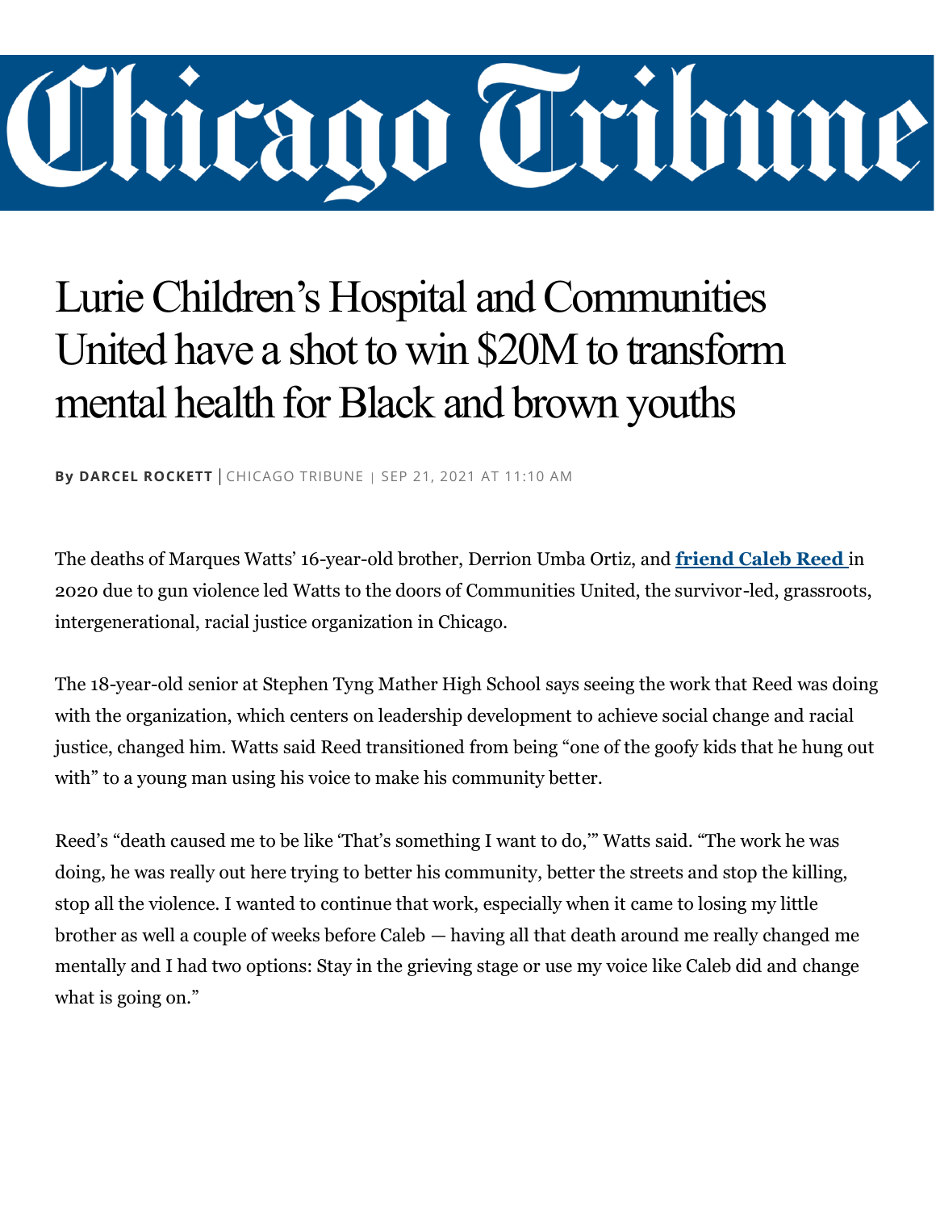# Chicago Tribune

## Lurie Children's Hospital and Communities United have a shot to win $20M to transform mental health for Black and brown youths

**By DARCEL ROCKETT** | CHICAGO TRIBUNE | SEP 21, 2021 AT 11:10 AM

The deaths of Marques Watts' 16-year-old brother, Derrion Umba Ortiz, and **friend Caleb Reed** in 2020 due to gun violence led Watts to the doors of Communities United, the survivor-led, grassroots, intergenerational, racial justice organization in Chicago.

The 18-year-old senior at Stephen Tyng Mather High School says seeing the work that Reed was doing with the organization, which centers on leadership development to achieve social change and racial justice, changed him. Watts said Reed transitioned from being "one of the goofy kids that he hung out with" to a young man using his voice to make his community better.

Reed's "death caused me to be like 'That's something I want to do,'" Watts said. "The work he was doing, he was really out here trying to better his community, better the streets and stop the killing, stop all the violence. I wanted to continue that work, especially when it came to losing my little brother as well a couple of weeks before Caleb — having all that death around me really changed me mentally and I had two options: Stay in the grieving stage or use my voice like Caleb did and change what is going on."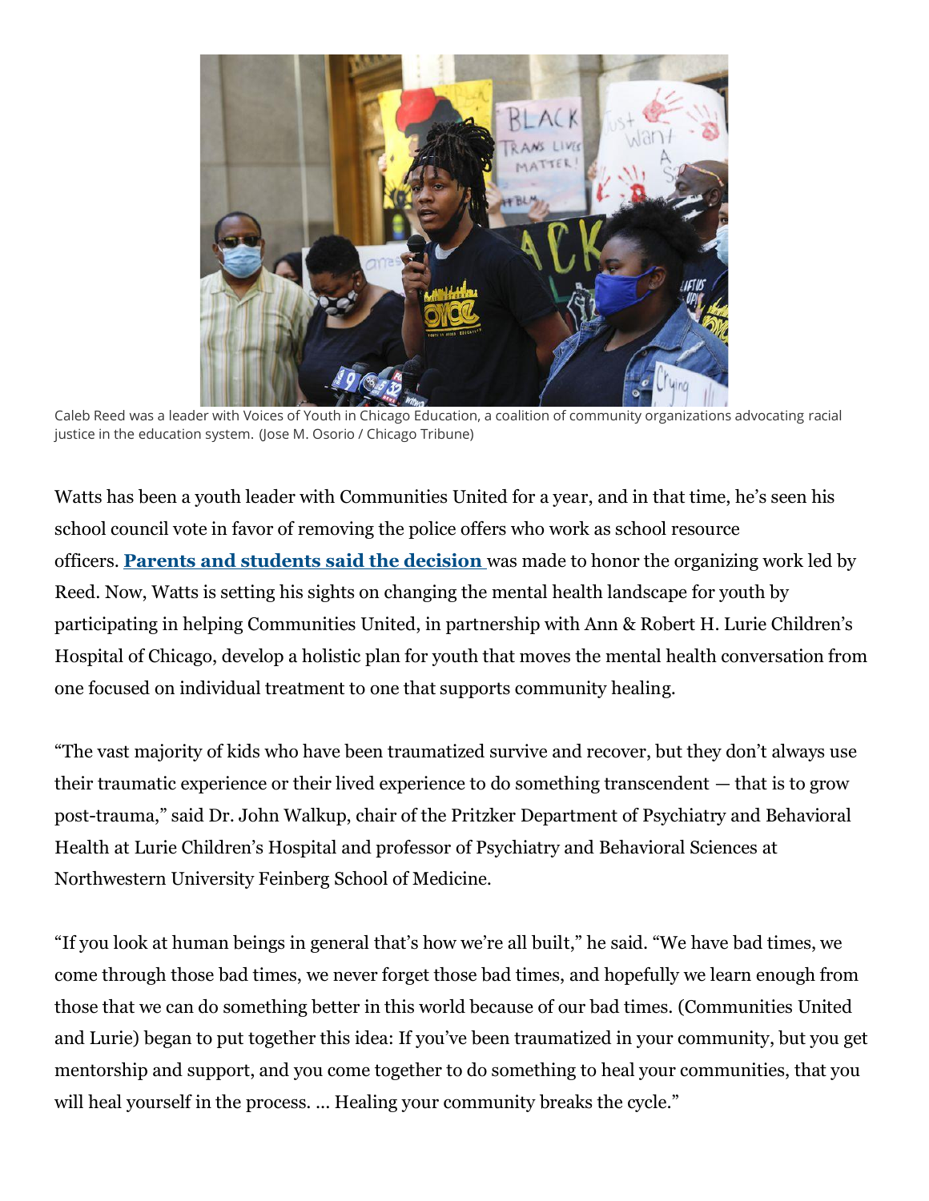Caleb Reed was a leader with Voices of Youth in Chicago Education, a coalition of community organizations advocating racial justice in the education system. (Jose M. Osorio / Chicago Tribune)

Watts has been a youth leader with Communities United for a year, and in that time, he's seen his school council vote in favor of removing the police offers who work as school resource officers. **Parents and students said the decision** was made to honor the organizing work led by Reed. Now, Watts is setting his sights on changing the mental health landscape for youth by participating in helping Communities United, in partnership with Ann & Robert H. Lurie Children's Hospital of Chicago, develop a holistic plan for youth that moves the mental health conversation from one focused on individual treatment to one that supports community healing.

"The vast majority of kids who have been traumatized survive and recover, but they don't always use their traumatic experience or their lived experience to do something transcendent — that is to grow post-trauma," said Dr. John Walkup, chair of the Pritzker Department of Psychiatry and Behavioral Health at Lurie Children's Hospital and professor of Psychiatry and Behavioral Sciences at Northwestern University Feinberg School of Medicine.

"If you look at human beings in general that's how we're all built," he said. "We have bad times, we come through those bad times, we never forget those bad times, and hopefully we learn enough from those that we can do something better in this world because of our bad times. (Communities United and Lurie) began to put together this idea: If you've been traumatized in your community, but you get mentorship and support, and you come together to do something to heal your communities, that you will heal yourself in the process. ... Healing your community breaks the cycle."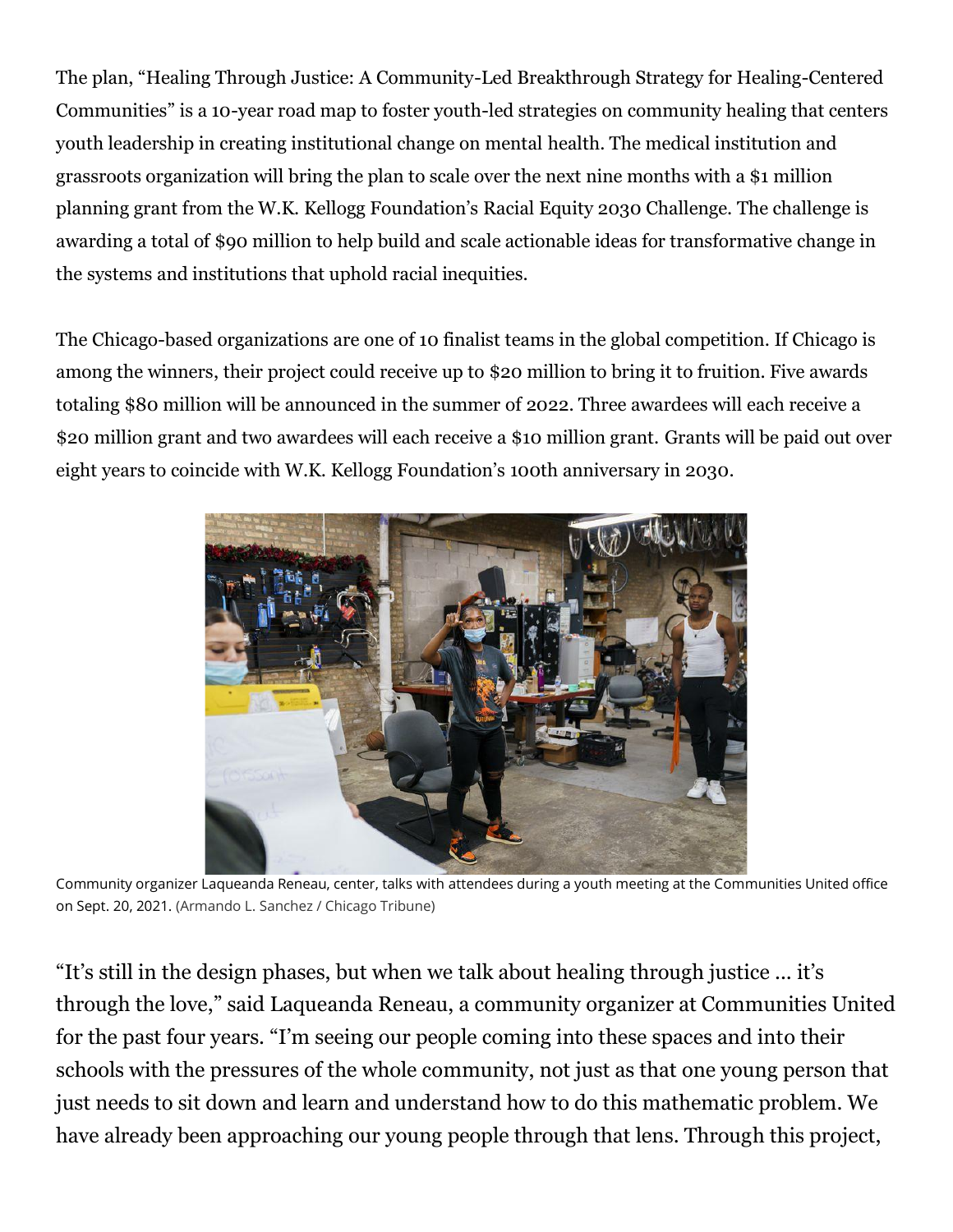The plan, "Healing Through Justice: A Community-Led Breakthrough Strategy for Healing-Centered Communities" is a 10-year road map to foster youth-led strategies on community healing that centers youth leadership in creating institutional change on mental health. The medical institution and grassroots organization will bring the plan to scale over the next nine months with a $1 million planning grant from the W.K. Kellogg Foundation's Racial Equity 2030 Challenge. The challenge is awarding a total of $90 million to help build and scale actionable ideas for transformative change in the systems and institutions that uphold racial inequities.

The Chicago-based organizations are one of 10 finalist teams in the global competition. If Chicago is among the winners, their project could receive up to $20 million to bring it to fruition. Five awards totaling $80 million will be announced in the summer of 2022. Three awardees will each receive a $20 million grant and two awardees will each receive a $10 million grant. Grants will be paid out over eight years to coincide with W.K. Kellogg Foundation's 100th anniversary in 2030.

Community organizer Laqueanda Reneau, center, talks with attendees during a youth meeting at the Communities United office on Sept. 20, 2021. (Armando L. Sanchez / Chicago Tribune)

"It's still in the design phases, but when we talk about healing through justice … it's through the love," said Laqueanda Reneau, a community organizer at Communities United for the past four years. "I'm seeing our people coming into these spaces and into their schools with the pressures of the whole community, not just as that one young person that just needs to sit down and learn and understand how to do this mathematic problem. We have already been approaching our young people through that lens. Through this project,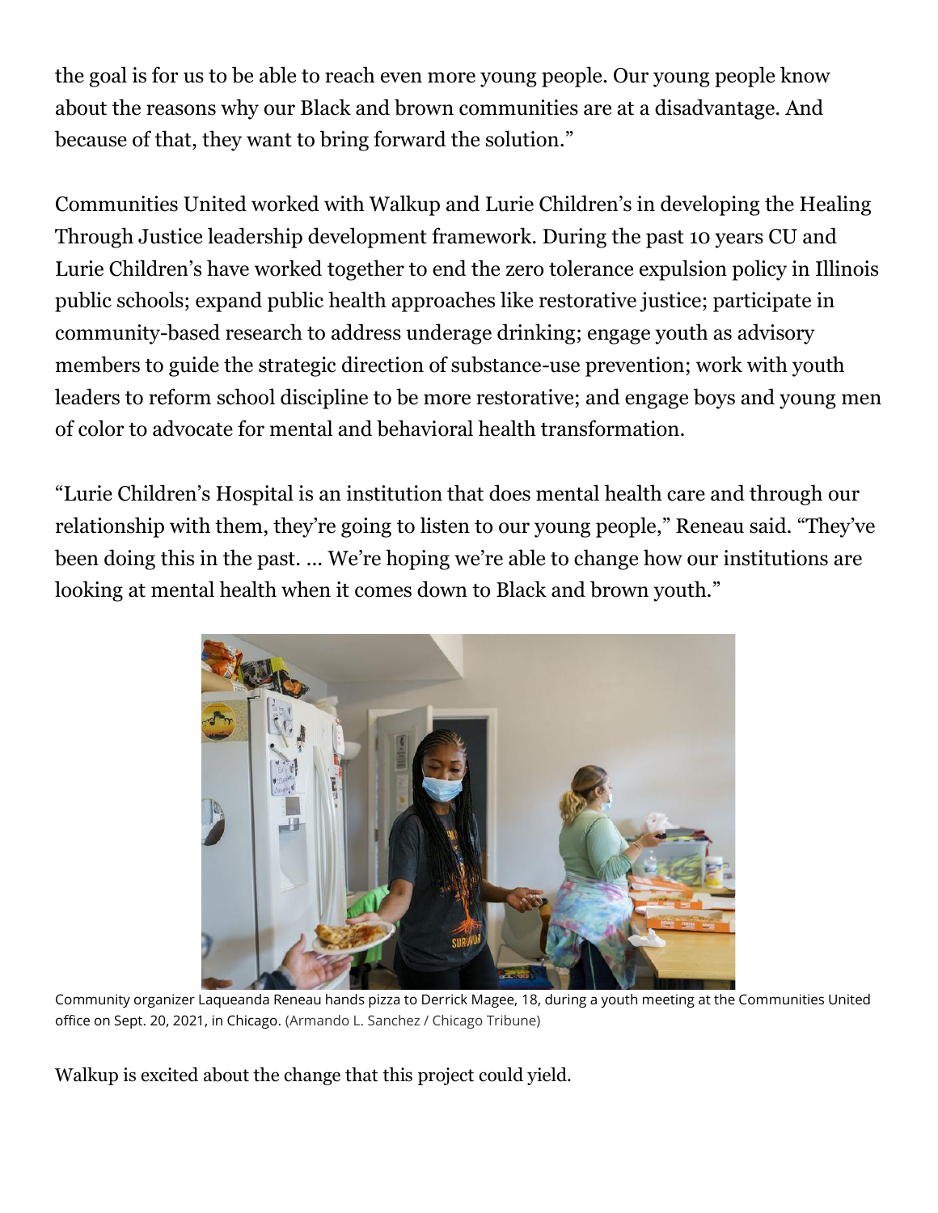the goal is for us to be able to reach even more young people. Our young people know about the reasons why our Black and brown communities are at a disadvantage. And because of that, they want to bring forward the solution."

Communities United worked with Walkup and Lurie Children's in developing the Healing Through Justice leadership development framework. During the past 10 years CU and Lurie Children's have worked together to end the zero tolerance expulsion policy in Illinois public schools; expand public health approaches like restorative justice; participate in community-based research to address underage drinking; engage youth as advisory members to guide the strategic direction of substance-use prevention; work with youth leaders to reform school discipline to be more restorative; and engage boys and young men of color to advocate for mental and behavioral health transformation.

"Lurie Children's Hospital is an institution that does mental health care and through our relationship with them, they're going to listen to our young people," Reneau said. "They've been doing this in the past. ... We're hoping we're able to change how our institutions are looking at mental health when it comes down to Black and brown youth."

Community organizer Laqueanda Reneau hands pizza to Derrick Magee, 18, during a youth meeting at the Communities United office on Sept. 20, 2021, in Chicago. (Armando L. Sanchez / Chicago Tribune)

Walkup is excited about the change that this project could yield.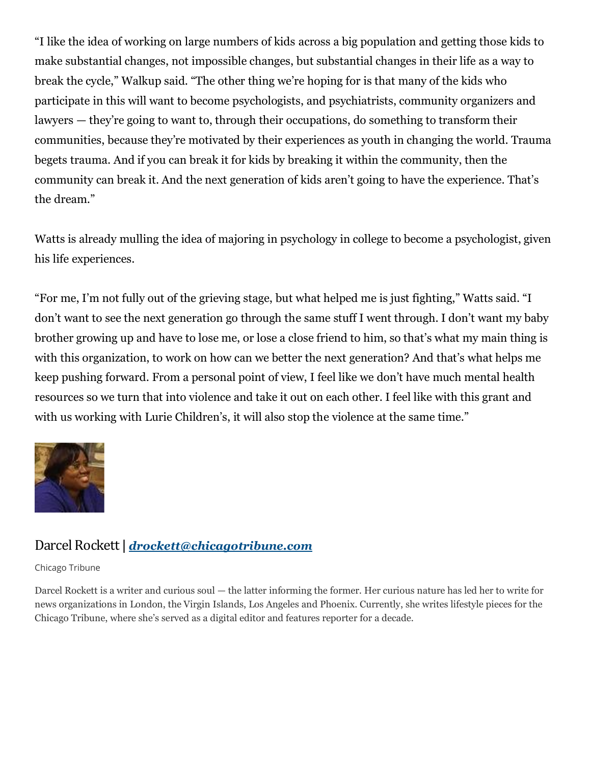"I like the idea of working on large numbers of kids across a big population and getting those kids to make substantial changes, not impossible changes, but substantial changes in their life as a way to break the cycle," Walkup said. "The other thing we're hoping for is that many of the kids who participate in this will want to become psychologists, and psychiatrists, community organizers and lawyers — they're going to want to, through their occupations, do something to transform their communities, because they're motivated by their experiences as youth in changing the world. Trauma begets trauma. And if you can break it for kids by breaking it within the community, then the community can break it. And the next generation of kids aren't going to have the experience. That's the dream."

Watts is already mulling the idea of majoring in psychology in college to become a psychologist, given his life experiences.

"For me, I'm not fully out of the grieving stage, but what helped me is just fighting," Watts said. "I don't want to see the next generation go through the same stuff I went through. I don't want my baby brother growing up and have to lose me, or lose a close friend to him, so that's what my main thing is with this organization, to work on how can we better the next generation? And that's what helps me keep pushing forward. From a personal point of view, I feel like we don't have much mental health resources so we turn that into violence and take it out on each other. I feel like with this grant and with us working with Lurie Children's, it will also stop the violence at the same time."

Darcel Rockett | ***drockett@chicagotribune.com***

Chicago Tribune

Darcel Rockett is a writer and curious soul — the latter informing the former. Her curious nature has led her to write for news organizations in London, the Virgin Islands, Los Angeles and Phoenix. Currently, she writes lifestyle pieces for the Chicago Tribune, where she's served as a digital editor and features reporter for a decade.